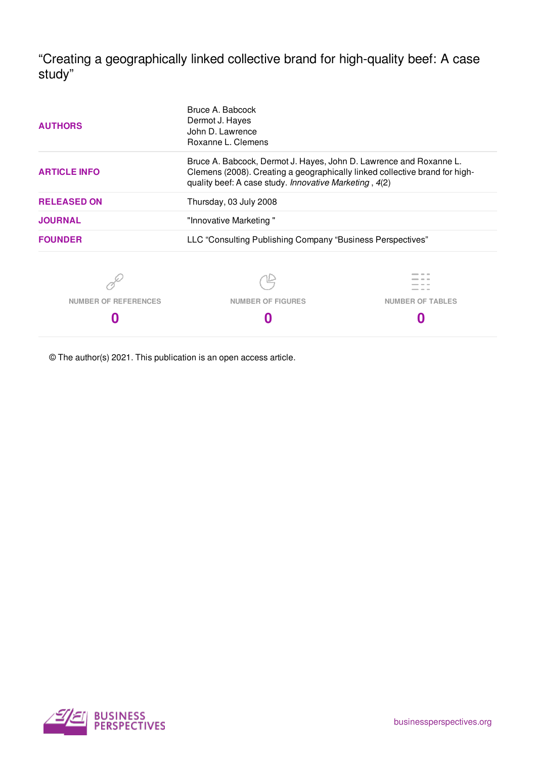# "Creating a geographically linked collective brand for high-quality beef: A case study"

| | |
|---|---|
| **AUTHORS** | Bruce A. Babcock<br>Dermot J. Hayes<br>John D. Lawrence<br>Roxanne L. Clemens |
| **ARTICLE INFO** | Bruce A. Babcock, Dermot J. Hayes, John D. Lawrence and Roxanne L. Clemens (2008). Creating a geographically linked collective brand for high-quality beef: A case study. *Innovative Marketing* , *4*(2) |
| **RELEASED ON** | Thursday, 03 July 2008 |
| **JOURNAL** | "Innovative Marketing " |
| **FOUNDER** | LLC "Consulting Publishing Company "Business Perspectives" |

| NUMBER OF REFERENCES | NUMBER OF FIGURES | NUMBER OF TABLES |
|---|---|---|
| 0 | 0 | 0 |

© The author(s) 2021. This publication is an open access article.

BUSINESS PERSPECTIVES

businessperspectives.org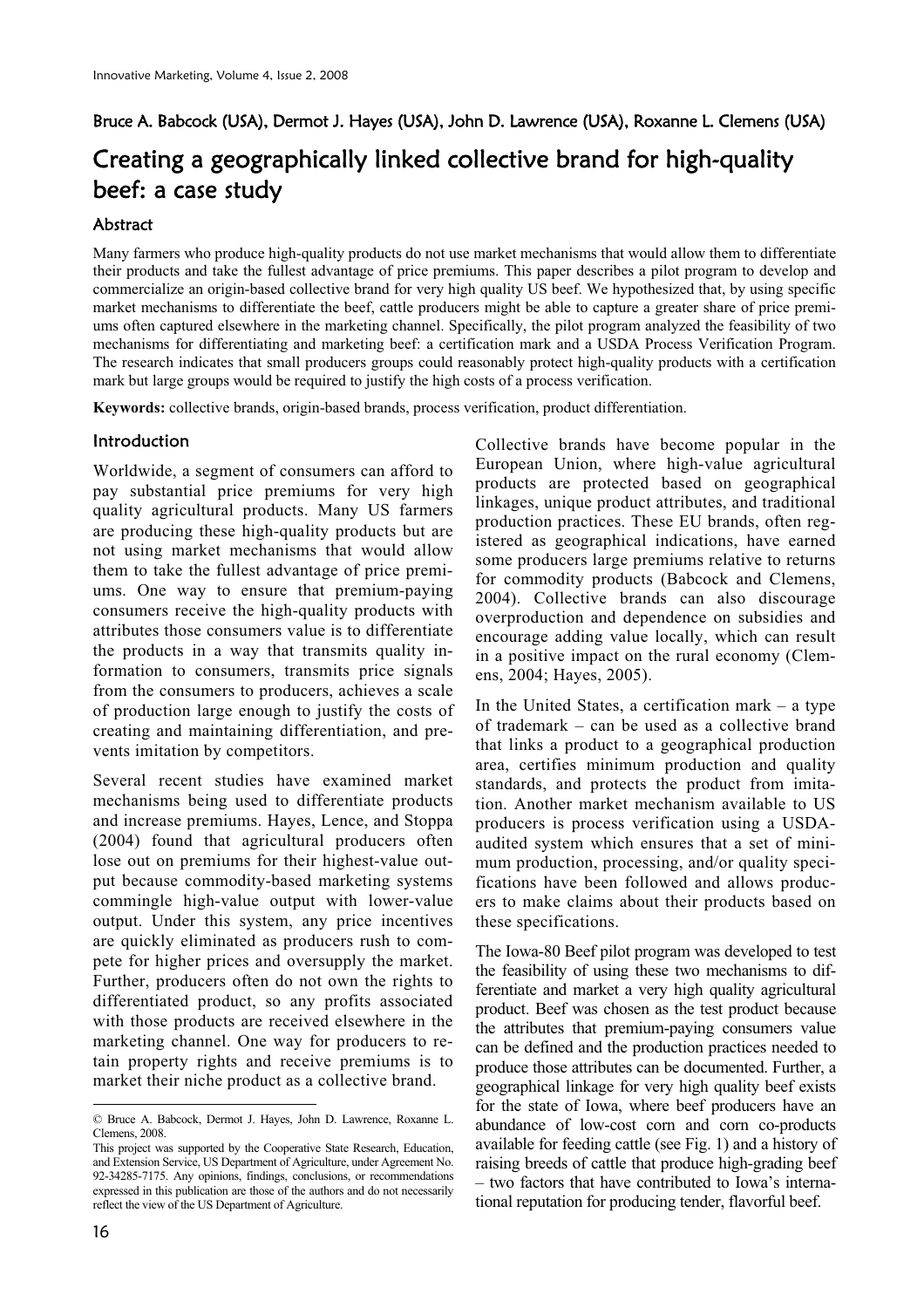Bruce A. Babcock (USA), Dermot J. Hayes (USA), John D. Lawrence (USA), Roxanne L. Clemens (USA)

# Creating a geographically linked collective brand for high-quality beef: a case study

## Abstract

Many farmers who produce high-quality products do not use market mechanisms that would allow them to differentiate their products and take the fullest advantage of price premiums. This paper describes a pilot program to develop and commercialize an origin-based collective brand for very high quality US beef. We hypothesized that, by using specific market mechanisms to differentiate the beef, cattle producers might be able to capture a greater share of price premiums often captured elsewhere in the marketing channel. Specifically, the pilot program analyzed the feasibility of two mechanisms for differentiating and marketing beef: a certification mark and a USDA Process Verification Program. The research indicates that small producers groups could reasonably protect high-quality products with a certification mark but large groups would be required to justify the high costs of a process verification.

**Keywords:** collective brands, origin-based brands, process verification, product differentiation.

## Introduction

Worldwide, a segment of consumers can afford to pay substantial price premiums for very high quality agricultural products. Many US farmers are producing these high-quality products but are not using market mechanisms that would allow them to take the fullest advantage of price premiums. One way to ensure that premium-paying consumers receive the high-quality products with attributes those consumers value is to differentiate the products in a way that transmits quality information to consumers, transmits price signals from the consumers to producers, achieves a scale of production large enough to justify the costs of creating and maintaining differentiation, and prevents imitation by competitors.

Several recent studies have examined market mechanisms being used to differentiate products and increase premiums. Hayes, Lence, and Stoppa (2004) found that agricultural producers often lose out on premiums for their highest-value output because commodity-based marketing systems commingle high-value output with lower-value output. Under this system, any price incentives are quickly eliminated as producers rush to compete for higher prices and oversupply the market. Further, producers often do not own the rights to differentiated product, so any profits associated with those products are received elsewhere in the marketing channel. One way for producers to retain property rights and receive premiums is to market their niche product as a collective brand.

Collective brands have become popular in the European Union, where high-value agricultural products are protected based on geographical linkages, unique product attributes, and traditional production practices. These EU brands, often registered as geographical indications, have earned some producers large premiums relative to returns for commodity products (Babcock and Clemens, 2004). Collective brands can also discourage overproduction and dependence on subsidies and encourage adding value locally, which can result in a positive impact on the rural economy (Clemens, 2004; Hayes, 2005).

In the United States, a certification mark – a type of trademark – can be used as a collective brand that links a product to a geographical production area, certifies minimum production and quality standards, and protects the product from imitation. Another market mechanism available to US producers is process verification using a USDA-audited system which ensures that a set of minimum production, processing, and/or quality specifications have been followed and allows producers to make claims about their products based on these specifications.

The Iowa-80 Beef pilot program was developed to test the feasibility of using these two mechanisms to differentiate and market a very high quality agricultural product. Beef was chosen as the test product because the attributes that premium-paying consumers value can be defined and the production practices needed to produce those attributes can be documented. Further, a geographical linkage for very high quality beef exists for the state of Iowa, where beef producers have an abundance of low-cost corn and corn co-products available for feeding cattle (see Fig. 1) and a history of raising breeds of cattle that produce high-grading beef – two factors that have contributed to Iowa's international reputation for producing tender, flavorful beef.

---

© Bruce A. Babcock, Dermot J. Hayes, John D. Lawrence, Roxanne L. Clemens, 2008.

This project was supported by the Cooperative State Research, Education, and Extension Service, US Department of Agriculture, under Agreement No. 92-34285-7175. Any opinions, findings, conclusions, or recommendations expressed in this publication are those of the authors and do not necessarily reflect the view of the US Department of Agriculture.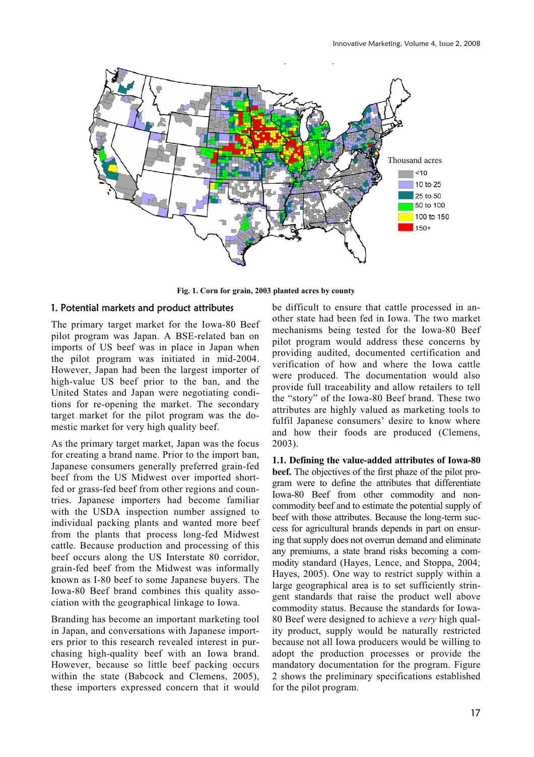**Fig. 1. Corn for grain, 2003 planted acres by county**

## 1. Potential markets and product attributes

The primary target market for the Iowa-80 Beef pilot program was Japan. A BSE-related ban on imports of US beef was in place in Japan when the pilot program was initiated in mid-2004. However, Japan had been the largest importer of high-value US beef prior to the ban, and the United States and Japan were negotiating conditions for re-opening the market. The secondary target market for the pilot program was the domestic market for very high quality beef.

As the primary target market, Japan was the focus for creating a brand name. Prior to the import ban, Japanese consumers generally preferred grain-fed beef from the US Midwest over imported short-fed or grass-fed beef from other regions and countries. Japanese importers had become familiar with the USDA inspection number assigned to individual packing plants and wanted more beef from the plants that process long-fed Midwest cattle. Because production and processing of this beef occurs along the US Interstate 80 corridor, grain-fed beef from the Midwest was informally known as I-80 beef to some Japanese buyers. The Iowa-80 Beef brand combines this quality association with the geographical linkage to Iowa.

Branding has become an important marketing tool in Japan, and conversations with Japanese importers prior to this research revealed interest in purchasing high-quality beef with an Iowa brand. However, because so little beef packing occurs within the state (Babcock and Clemens, 2005), these importers expressed concern that it would be difficult to ensure that cattle processed in another state had been fed in Iowa. The two market mechanisms being tested for the Iowa-80 Beef pilot program would address these concerns by providing audited, documented certification and verification of how and where the Iowa cattle were produced. The documentation would also provide full traceability and allow retailers to tell the "story" of the Iowa-80 Beef brand. These two attributes are highly valued as marketing tools to fulfil Japanese consumers' desire to know where and how their foods are produced (Clemens, 2003).

**1.1. Defining the value-added attributes of Iowa-80 beef.** The objectives of the first phaze of the pilot program were to define the attributes that differentiate Iowa-80 Beef from other commodity and non-commodity beef and to estimate the potential supply of beef with those attributes. Because the long-term success for agricultural brands depends in part on ensuring that supply does not overrun demand and eliminate any premiums, a state brand risks becoming a commodity standard (Hayes, Lence, and Stoppa, 2004; Hayes, 2005). One way to restrict supply within a large geographical area is to set sufficiently stringent standards that raise the product well above commodity status. Because the standards for Iowa-80 Beef were designed to achieve a *very* high quality product, supply would be naturally restricted because not all Iowa producers would be willing to adopt the production processes or provide the mandatory documentation for the program. Figure 2 shows the preliminary specifications established for the pilot program.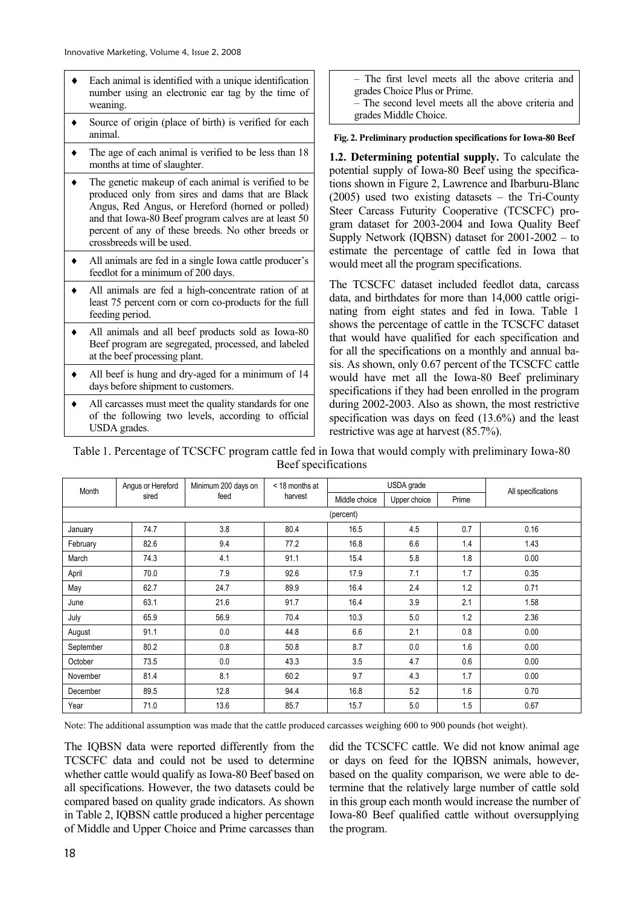- Each animal is identified with a unique identification number using an electronic ear tag by the time of weaning.
- Source of origin (place of birth) is verified for each animal.
- The age of each animal is verified to be less than 18 months at time of slaughter.
- The genetic makeup of each animal is verified to be produced only from sires and dams that are Black Angus, Red Angus, or Hereford (horned or polled) and that Iowa-80 Beef program calves are at least 50 percent of any of these breeds. No other breeds or crossbreeds will be used.
- All animals are fed in a single Iowa cattle producer's feedlot for a minimum of 200 days.
- All animals are fed a high-concentrate ration of at least 75 percent corn or corn co-products for the full feeding period.
- All animals and all beef products sold as Iowa-80 Beef program are segregated, processed, and labeled at the beef processing plant.
- All beef is hung and dry-aged for a minimum of 14 days before shipment to customers.
- All carcasses must meet the quality standards for one of the following two levels, according to official USDA grades.
  - The first level meets all the above criteria and grades Choice Plus or Prime.
  - The second level meets all the above criteria and grades Middle Choice.

**Fig. 2. Preliminary production specifications for Iowa-80 Beef**

**1.2. Determining potential supply.** To calculate the potential supply of Iowa-80 Beef using the specifications shown in Figure 2, Lawrence and Ibarburu-Blanc (2005) used two existing datasets – the Tri-County Steer Carcass Futurity Cooperative (TCSCFC) program dataset for 2003-2004 and Iowa Quality Beef Supply Network (IQBSN) dataset for 2001-2002 – to estimate the percentage of cattle fed in Iowa that would meet all the program specifications.

The TCSCFC dataset included feedlot data, carcass data, and birthdates for more than 14,000 cattle originating from eight states and fed in Iowa. Table 1 shows the percentage of cattle in the TCSCFC dataset that would have qualified for each specification and for all the specifications on a monthly and annual basis. As shown, only 0.67 percent of the TCSCFC cattle would have met all the Iowa-80 Beef preliminary specifications if they had been enrolled in the program during 2002-2003. Also as shown, the most restrictive specification was days on feed (13.6%) and the least restrictive was age at harvest (85.7%).

Table 1. Percentage of TCSCFC program cattle fed in Iowa that would comply with preliminary Iowa-80 Beef specifications

| Month | Angus or Hereford sired | Minimum 200 days on feed | < 18 months at harvest | USDA grade | | | All specifications |
|---|---|---|---|---|---|---|---|
| | | | | Middle choice | Upper choice | Prime | |
| | | | | (percent) | | | |
| January | 74.7 | 3.8 | 80.4 | 16.5 | 4.5 | 0.7 | 0.16 |
| February | 82.6 | 9.4 | 77.2 | 16.8 | 6.6 | 1.4 | 1.43 |
| March | 74.3 | 4.1 | 91.1 | 15.4 | 5.8 | 1.8 | 0.00 |
| April | 70.0 | 7.9 | 92.6 | 17.9 | 7.1 | 1.7 | 0.35 |
| May | 62.7 | 24.7 | 89.9 | 16.4 | 2.4 | 1.2 | 0.71 |
| June | 63.1 | 21.6 | 91.7 | 16.4 | 3.9 | 2.1 | 1.58 |
| July | 65.9 | 56.9 | 70.4 | 10.3 | 5.0 | 1.2 | 2.36 |
| August | 91.1 | 0.0 | 44.8 | 6.6 | 2.1 | 0.8 | 0.00 |
| September | 80.2 | 0.8 | 50.8 | 8.7 | 0.0 | 1.6 | 0.00 |
| October | 73.5 | 0.0 | 43.3 | 3.5 | 4.7 | 0.6 | 0.00 |
| November | 81.4 | 8.1 | 60.2 | 9.7 | 4.3 | 1.7 | 0.00 |
| December | 89.5 | 12.8 | 94.4 | 16.8 | 5.2 | 1.6 | 0.70 |
| Year | 71.0 | 13.6 | 85.7 | 15.7 | 5.0 | 1.5 | 0.67 |

Note: The additional assumption was made that the cattle produced carcasses weighing 600 to 900 pounds (hot weight).

The IQBSN data were reported differently from the TCSCFC data and could not be used to determine whether cattle would qualify as Iowa-80 Beef based on all specifications. However, the two datasets could be compared based on quality grade indicators. As shown in Table 2, IQBSN cattle produced a higher percentage of Middle and Upper Choice and Prime carcasses than did the TCSCFC cattle. We did not know animal age or days on feed for the IQBSN animals, however, based on the quality comparison, we were able to determine that the relatively large number of cattle sold in this group each month would increase the number of Iowa-80 Beef qualified cattle without oversupplying the program.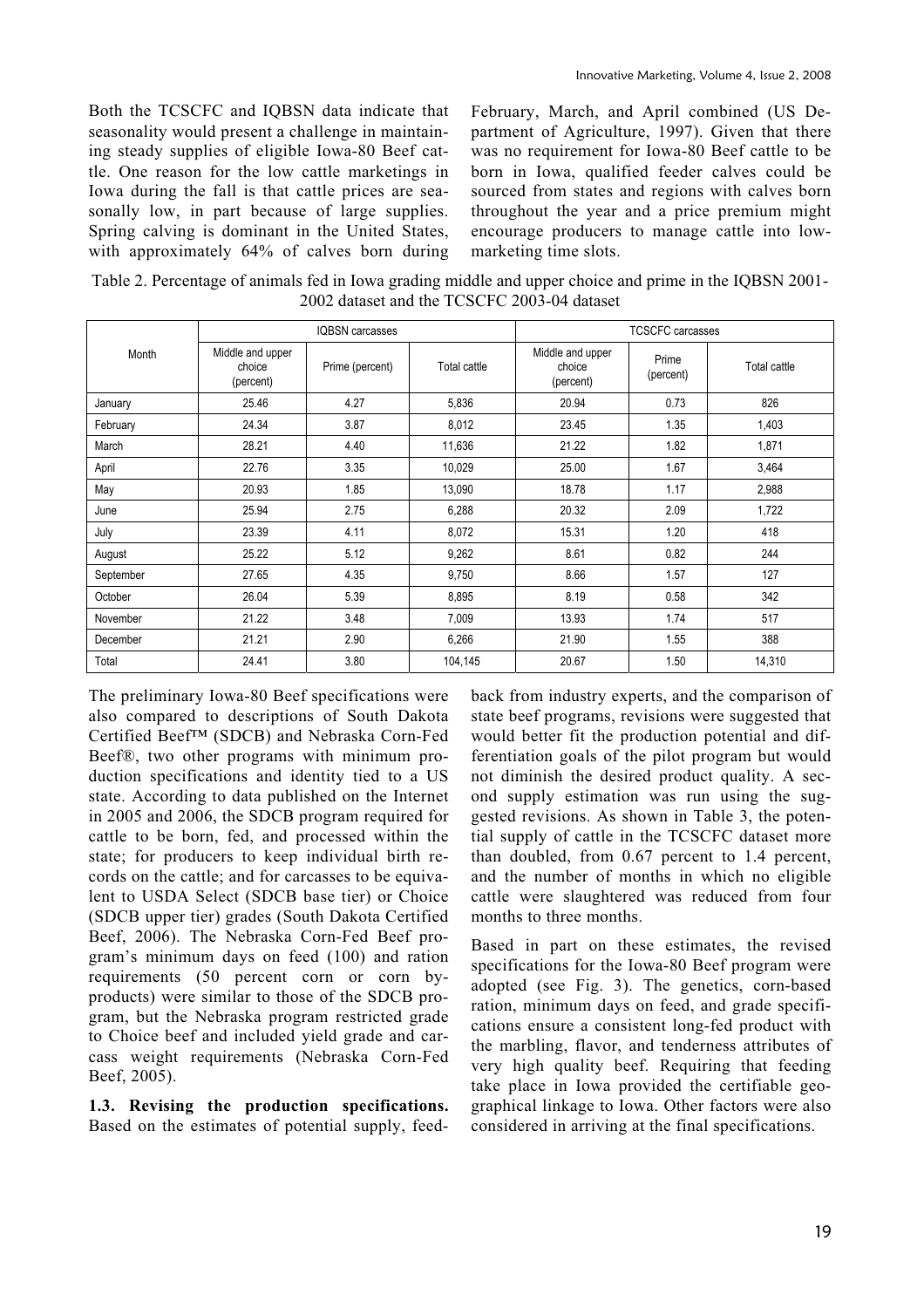Both the TCSCFC and IQBSN data indicate that seasonality would present a challenge in maintaining steady supplies of eligible Iowa-80 Beef cattle. One reason for the low cattle marketings in Iowa during the fall is that cattle prices are seasonally low, in part because of large supplies. Spring calving is dominant in the United States, with approximately 64% of calves born during February, March, and April combined (US Department of Agriculture, 1997). Given that there was no requirement for Iowa-80 Beef cattle to be born in Iowa, qualified feeder calves could be sourced from states and regions with calves born throughout the year and a price premium might encourage producers to manage cattle into low-marketing time slots.

Table 2. Percentage of animals fed in Iowa grading middle and upper choice and prime in the IQBSN 2001-2002 dataset and the TCSCFC 2003-04 dataset

| Month | IQBSN carcasses | | | TCSCFC carcasses | | |
|---|---|---|---|---|---|---|
| | Middle and upper choice (percent) | Prime (percent) | Total cattle | Middle and upper choice (percent) | Prime (percent) | Total cattle |
| January | 25.46 | 4.27 | 5,836 | 20.94 | 0.73 | 826 |
| February | 24.34 | 3.87 | 8,012 | 23.45 | 1.35 | 1,403 |
| March | 28.21 | 4.40 | 11,636 | 21.22 | 1.82 | 1,871 |
| April | 22.76 | 3.35 | 10,029 | 25.00 | 1.67 | 3,464 |
| May | 20.93 | 1.85 | 13,090 | 18.78 | 1.17 | 2,988 |
| June | 25.94 | 2.75 | 6,288 | 20.32 | 2.09 | 1,722 |
| July | 23.39 | 4.11 | 8,072 | 15.31 | 1.20 | 418 |
| August | 25.22 | 5.12 | 9,262 | 8.61 | 0.82 | 244 |
| September | 27.65 | 4.35 | 9,750 | 8.66 | 1.57 | 127 |
| October | 26.04 | 5.39 | 8,895 | 8.19 | 0.58 | 342 |
| November | 21.22 | 3.48 | 7,009 | 13.93 | 1.74 | 517 |
| December | 21.21 | 2.90 | 6,266 | 21.90 | 1.55 | 388 |
| Total | 24.41 | 3.80 | 104,145 | 20.67 | 1.50 | 14,310 |

The preliminary Iowa-80 Beef specifications were also compared to descriptions of South Dakota Certified Beef™ (SDCB) and Nebraska Corn-Fed Beef®, two other programs with minimum production specifications and identity tied to a US state. According to data published on the Internet in 2005 and 2006, the SDCB program required for cattle to be born, fed, and processed within the state; for producers to keep individual birth records on the cattle; and for carcasses to be equivalent to USDA Select (SDCB base tier) or Choice (SDCB upper tier) grades (South Dakota Certified Beef, 2006). The Nebraska Corn-Fed Beef program's minimum days on feed (100) and ration requirements (50 percent corn or corn by-products) were similar to those of the SDCB program, but the Nebraska program restricted grade to Choice beef and included yield grade and carcass weight requirements (Nebraska Corn-Fed Beef, 2005).

**1.3. Revising the production specifications.** Based on the estimates of potential supply, feedback from industry experts, and the comparison of state beef programs, revisions were suggested that would better fit the production potential and differentiation goals of the pilot program but would not diminish the desired product quality. A second supply estimation was run using the suggested revisions. As shown in Table 3, the potential supply of cattle in the TCSCFC dataset more than doubled, from 0.67 percent to 1.4 percent, and the number of months in which no eligible cattle were slaughtered was reduced from four months to three months.

Based in part on these estimates, the revised specifications for the Iowa-80 Beef program were adopted (see Fig. 3). The genetics, corn-based ration, minimum days on feed, and grade specifications ensure a consistent long-fed product with the marbling, flavor, and tenderness attributes of very high quality beef. Requiring that feeding take place in Iowa provided the certifiable geographical linkage to Iowa. Other factors were also considered in arriving at the final specifications.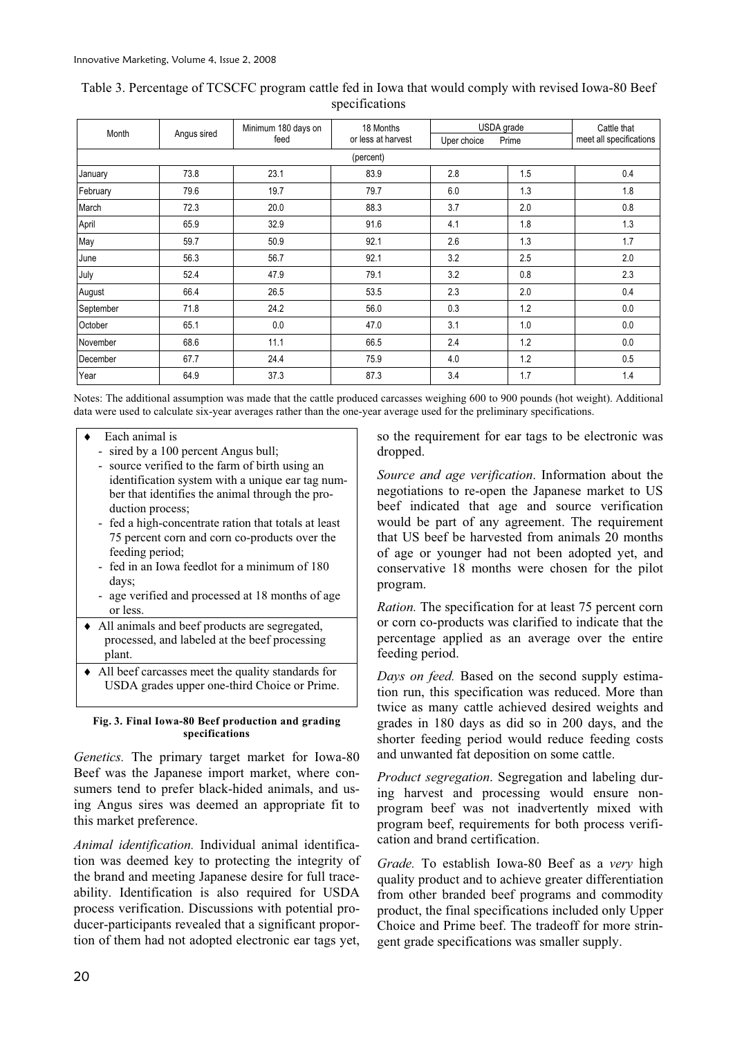Table 3. Percentage of TCSCFC program cattle fed in Iowa that would comply with revised Iowa-80 Beef specifications

| Month | Angus sired | Minimum 180 days on feed | 18 Months or less at harvest | USDA grade | | Cattle that meet all specifications |
|---|---|---|---|---|---|---|
| | | | | Uper choice | Prime | |
| (percent) | | | | | | |
| January | 73.8 | 23.1 | 83.9 | 2.8 | 1.5 | 0.4 |
| February | 79.6 | 19.7 | 79.7 | 6.0 | 1.3 | 1.8 |
| March | 72.3 | 20.0 | 88.3 | 3.7 | 2.0 | 0.8 |
| April | 65.9 | 32.9 | 91.6 | 4.1 | 1.8 | 1.3 |
| May | 59.7 | 50.9 | 92.1 | 2.6 | 1.3 | 1.7 |
| June | 56.3 | 56.7 | 92.1 | 3.2 | 2.5 | 2.0 |
| July | 52.4 | 47.9 | 79.1 | 3.2 | 0.8 | 2.3 |
| August | 66.4 | 26.5 | 53.5 | 2.3 | 2.0 | 0.4 |
| September | 71.8 | 24.2 | 56.0 | 0.3 | 1.2 | 0.0 |
| October | 65.1 | 0.0 | 47.0 | 3.1 | 1.0 | 0.0 |
| November | 68.6 | 11.1 | 66.5 | 2.4 | 1.2 | 0.0 |
| December | 67.7 | 24.4 | 75.9 | 4.0 | 1.2 | 0.5 |
| Year | 64.9 | 37.3 | 87.3 | 3.4 | 1.7 | 1.4 |

Notes: The additional assumption was made that the cattle produced carcasses weighing 600 to 900 pounds (hot weight). Additional data were used to calculate six-year averages rather than the one-year average used for the preliminary specifications.

- Each animal is
  - sired by a 100 percent Angus bull;
  - source verified to the farm of birth using an identification system with a unique ear tag number that identifies the animal through the production process;
  - fed a high-concentrate ration that totals at least 75 percent corn and corn co-products over the feeding period;
  - fed in an Iowa feedlot for a minimum of 180 days;
  - age verified and processed at 18 months of age or less.
- All animals and beef products are segregated, processed, and labeled at the beef processing plant.
- All beef carcasses meet the quality standards for USDA grades upper one-third Choice or Prime.

**Fig. 3. Final Iowa-80 Beef production and grading specifications**

*Genetics.* The primary target market for Iowa-80 Beef was the Japanese import market, where consumers tend to prefer black-hided animals, and using Angus sires was deemed an appropriate fit to this market preference.

*Animal identification.* Individual animal identification was deemed key to protecting the integrity of the brand and meeting Japanese desire for full traceability. Identification is also required for USDA process verification. Discussions with potential producer-participants revealed that a significant proportion of them had not adopted electronic ear tags yet, so the requirement for ear tags to be electronic was dropped.

*Source and age verification*. Information about the negotiations to re-open the Japanese market to US beef indicated that age and source verification would be part of any agreement. The requirement that US beef be harvested from animals 20 months of age or younger had not been adopted yet, and conservative 18 months were chosen for the pilot program.

*Ration.* The specification for at least 75 percent corn or corn co-products was clarified to indicate that the percentage applied as an average over the entire feeding period.

*Days on feed.* Based on the second supply estimation run, this specification was reduced. More than twice as many cattle achieved desired weights and grades in 180 days as did so in 200 days, and the shorter feeding period would reduce feeding costs and unwanted fat deposition on some cattle.

*Product segregation*. Segregation and labeling during harvest and processing would ensure non-program beef was not inadvertently mixed with program beef, requirements for both process verification and brand certification.

*Grade.* To establish Iowa-80 Beef as a *very* high quality product and to achieve greater differentiation from other branded beef programs and commodity product, the final specifications included only Upper Choice and Prime beef. The tradeoff for more stringent grade specifications was smaller supply.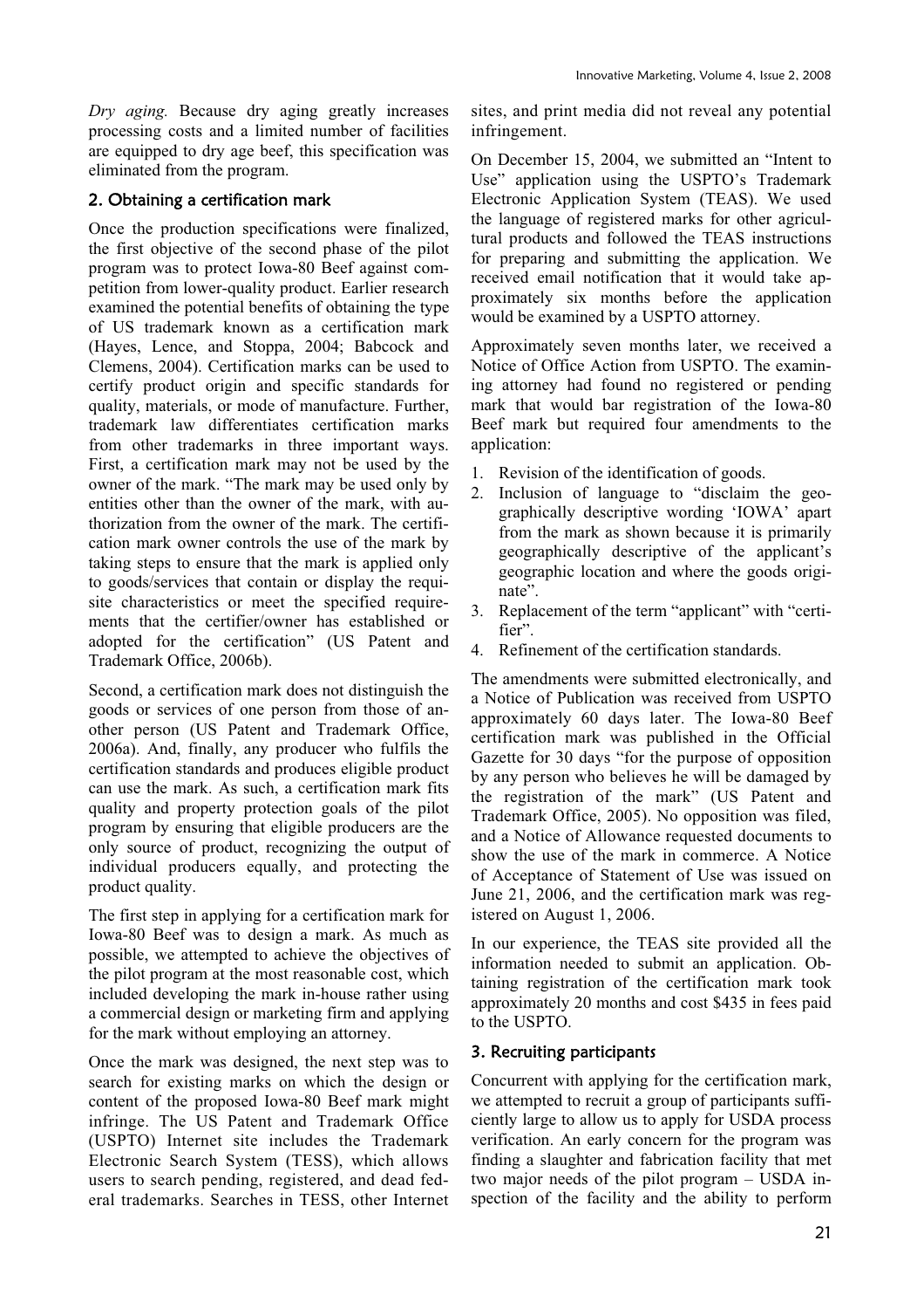*Dry aging.* Because dry aging greatly increases processing costs and a limited number of facilities are equipped to dry age beef, this specification was eliminated from the program.

## 2. Obtaining a certification mark

Once the production specifications were finalized, the first objective of the second phase of the pilot program was to protect Iowa-80 Beef against competition from lower-quality product. Earlier research examined the potential benefits of obtaining the type of US trademark known as a certification mark (Hayes, Lence, and Stoppa, 2004; Babcock and Clemens, 2004). Certification marks can be used to certify product origin and specific standards for quality, materials, or mode of manufacture. Further, trademark law differentiates certification marks from other trademarks in three important ways. First, a certification mark may not be used by the owner of the mark. "The mark may be used only by entities other than the owner of the mark, with authorization from the owner of the mark. The certification mark owner controls the use of the mark by taking steps to ensure that the mark is applied only to goods/services that contain or display the requisite characteristics or meet the specified requirements that the certifier/owner has established or adopted for the certification" (US Patent and Trademark Office, 2006b).

Second, a certification mark does not distinguish the goods or services of one person from those of another person (US Patent and Trademark Office, 2006a). And, finally, any producer who fulfils the certification standards and produces eligible product can use the mark. As such, a certification mark fits quality and property protection goals of the pilot program by ensuring that eligible producers are the only source of product, recognizing the output of individual producers equally, and protecting the product quality.

The first step in applying for a certification mark for Iowa-80 Beef was to design a mark. As much as possible, we attempted to achieve the objectives of the pilot program at the most reasonable cost, which included developing the mark in-house rather using a commercial design or marketing firm and applying for the mark without employing an attorney.

Once the mark was designed, the next step was to search for existing marks on which the design or content of the proposed Iowa-80 Beef mark might infringe. The US Patent and Trademark Office (USPTO) Internet site includes the Trademark Electronic Search System (TESS), which allows users to search pending, registered, and dead federal trademarks. Searches in TESS, other Internet sites, and print media did not reveal any potential infringement.

On December 15, 2004, we submitted an "Intent to Use" application using the USPTO's Trademark Electronic Application System (TEAS). We used the language of registered marks for other agricultural products and followed the TEAS instructions for preparing and submitting the application. We received email notification that it would take approximately six months before the application would be examined by a USPTO attorney.

Approximately seven months later, we received a Notice of Office Action from USPTO. The examining attorney had found no registered or pending mark that would bar registration of the Iowa-80 Beef mark but required four amendments to the application:

1. Revision of the identification of goods.
2. Inclusion of language to "disclaim the geographically descriptive wording 'IOWA' apart from the mark as shown because it is primarily geographically descriptive of the applicant's geographic location and where the goods originate".
3. Replacement of the term "applicant" with "certifier".
4. Refinement of the certification standards.

The amendments were submitted electronically, and a Notice of Publication was received from USPTO approximately 60 days later. The Iowa-80 Beef certification mark was published in the Official Gazette for 30 days "for the purpose of opposition by any person who believes he will be damaged by the registration of the mark" (US Patent and Trademark Office, 2005). No opposition was filed, and a Notice of Allowance requested documents to show the use of the mark in commerce. A Notice of Acceptance of Statement of Use was issued on June 21, 2006, and the certification mark was registered on August 1, 2006.

In our experience, the TEAS site provided all the information needed to submit an application. Obtaining registration of the certification mark took approximately 20 months and cost $435 in fees paid to the USPTO.

## 3. Recruiting participants

Concurrent with applying for the certification mark, we attempted to recruit a group of participants sufficiently large to allow us to apply for USDA process verification. An early concern for the program was finding a slaughter and fabrication facility that met two major needs of the pilot program – USDA inspection of the facility and the ability to perform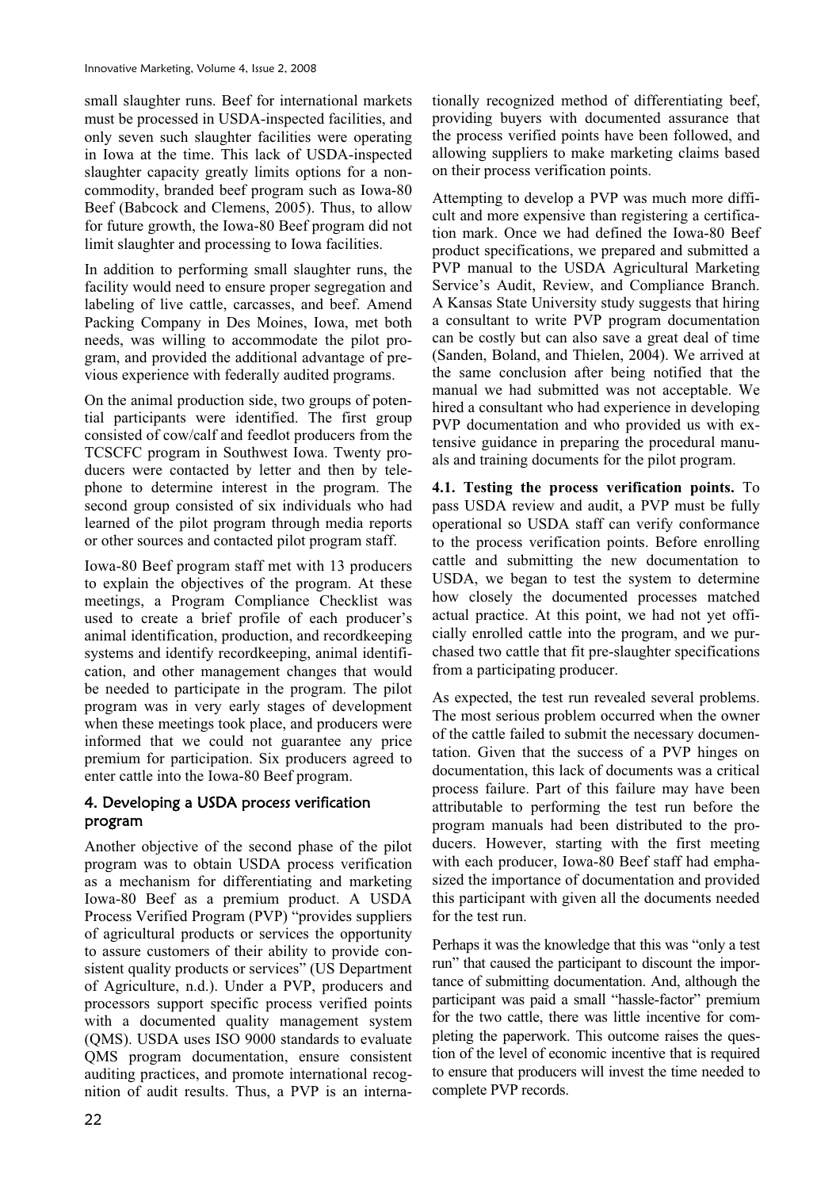small slaughter runs. Beef for international markets must be processed in USDA-inspected facilities, and only seven such slaughter facilities were operating in Iowa at the time. This lack of USDA-inspected slaughter capacity greatly limits options for a non-commodity, branded beef program such as Iowa-80 Beef (Babcock and Clemens, 2005). Thus, to allow for future growth, the Iowa-80 Beef program did not limit slaughter and processing to Iowa facilities.

In addition to performing small slaughter runs, the facility would need to ensure proper segregation and labeling of live cattle, carcasses, and beef. Amend Packing Company in Des Moines, Iowa, met both needs, was willing to accommodate the pilot program, and provided the additional advantage of previous experience with federally audited programs.

On the animal production side, two groups of potential participants were identified. The first group consisted of cow/calf and feedlot producers from the TCSCFC program in Southwest Iowa. Twenty producers were contacted by letter and then by telephone to determine interest in the program. The second group consisted of six individuals who had learned of the pilot program through media reports or other sources and contacted pilot program staff.

Iowa-80 Beef program staff met with 13 producers to explain the objectives of the program. At these meetings, a Program Compliance Checklist was used to create a brief profile of each producer's animal identification, production, and recordkeeping systems and identify recordkeeping, animal identification, and other management changes that would be needed to participate in the program. The pilot program was in very early stages of development when these meetings took place, and producers were informed that we could not guarantee any price premium for participation. Six producers agreed to enter cattle into the Iowa-80 Beef program.

## 4. Developing a USDA process verification program

Another objective of the second phase of the pilot program was to obtain USDA process verification as a mechanism for differentiating and marketing Iowa-80 Beef as a premium product. A USDA Process Verified Program (PVP) "provides suppliers of agricultural products or services the opportunity to assure customers of their ability to provide consistent quality products or services" (US Department of Agriculture, n.d.). Under a PVP, producers and processors support specific process verified points with a documented quality management system (QMS). USDA uses ISO 9000 standards to evaluate QMS program documentation, ensure consistent auditing practices, and promote international recognition of audit results. Thus, a PVP is an internationally recognized method of differentiating beef, providing buyers with documented assurance that the process verified points have been followed, and allowing suppliers to make marketing claims based on their process verification points.

Attempting to develop a PVP was much more difficult and more expensive than registering a certification mark. Once we had defined the Iowa-80 Beef product specifications, we prepared and submitted a PVP manual to the USDA Agricultural Marketing Service's Audit, Review, and Compliance Branch. A Kansas State University study suggests that hiring a consultant to write PVP program documentation can be costly but can also save a great deal of time (Sanden, Boland, and Thielen, 2004). We arrived at the same conclusion after being notified that the manual we had submitted was not acceptable. We hired a consultant who had experience in developing PVP documentation and who provided us with extensive guidance in preparing the procedural manuals and training documents for the pilot program.

**4.1. Testing the process verification points.** To pass USDA review and audit, a PVP must be fully operational so USDA staff can verify conformance to the process verification points. Before enrolling cattle and submitting the new documentation to USDA, we began to test the system to determine how closely the documented processes matched actual practice. At this point, we had not yet officially enrolled cattle into the program, and we purchased two cattle that fit pre-slaughter specifications from a participating producer.

As expected, the test run revealed several problems. The most serious problem occurred when the owner of the cattle failed to submit the necessary documentation. Given that the success of a PVP hinges on documentation, this lack of documents was a critical process failure. Part of this failure may have been attributable to performing the test run before the program manuals had been distributed to the producers. However, starting with the first meeting with each producer, Iowa-80 Beef staff had emphasized the importance of documentation and provided this participant with given all the documents needed for the test run.

Perhaps it was the knowledge that this was "only a test run" that caused the participant to discount the importance of submitting documentation. And, although the participant was paid a small "hassle-factor" premium for the two cattle, there was little incentive for completing the paperwork. This outcome raises the question of the level of economic incentive that is required to ensure that producers will invest the time needed to complete PVP records.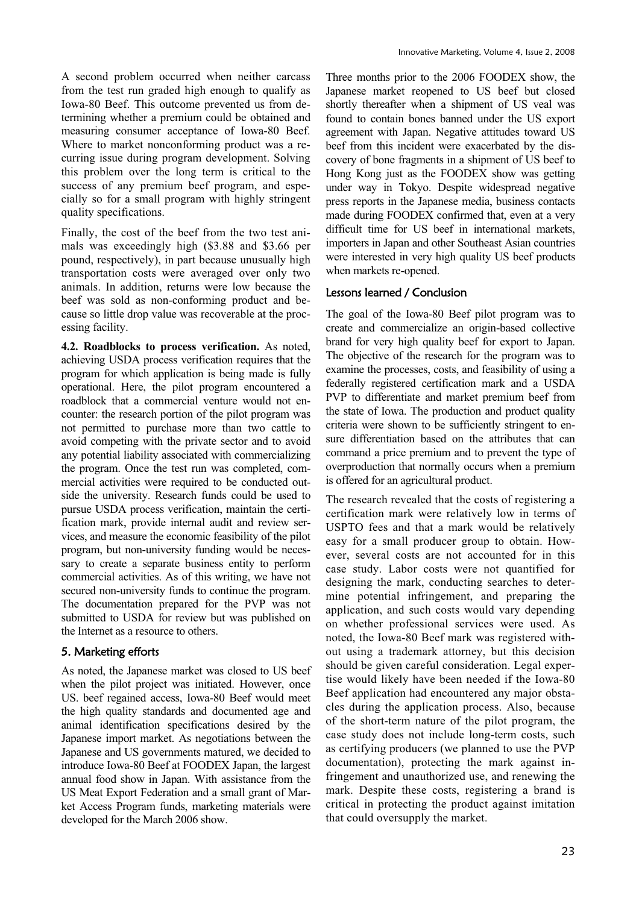A second problem occurred when neither carcass from the test run graded high enough to qualify as Iowa-80 Beef. This outcome prevented us from determining whether a premium could be obtained and measuring consumer acceptance of Iowa-80 Beef. Where to market nonconforming product was a recurring issue during program development. Solving this problem over the long term is critical to the success of any premium beef program, and especially so for a small program with highly stringent quality specifications.

Finally, the cost of the beef from the two test animals was exceedingly high ($3.88 and $3.66 per pound, respectively), in part because unusually high transportation costs were averaged over only two animals. In addition, returns were low because the beef was sold as non-conforming product and because so little drop value was recoverable at the processing facility.

**4.2. Roadblocks to process verification.** As noted, achieving USDA process verification requires that the program for which application is being made is fully operational. Here, the pilot program encountered a roadblock that a commercial venture would not encounter: the research portion of the pilot program was not permitted to purchase more than two cattle to avoid competing with the private sector and to avoid any potential liability associated with commercializing the program. Once the test run was completed, commercial activities were required to be conducted outside the university. Research funds could be used to pursue USDA process verification, maintain the certification mark, provide internal audit and review services, and measure the economic feasibility of the pilot program, but non-university funding would be necessary to create a separate business entity to perform commercial activities. As of this writing, we have not secured non-university funds to continue the program. The documentation prepared for the PVP was not submitted to USDA for review but was published on the Internet as a resource to others.

## 5. Marketing efforts

As noted, the Japanese market was closed to US beef when the pilot project was initiated. However, once US. beef regained access, Iowa-80 Beef would meet the high quality standards and documented age and animal identification specifications desired by the Japanese import market. As negotiations between the Japanese and US governments matured, we decided to introduce Iowa-80 Beef at FOODEX Japan, the largest annual food show in Japan. With assistance from the US Meat Export Federation and a small grant of Market Access Program funds, marketing materials were developed for the March 2006 show.

Three months prior to the 2006 FOODEX show, the Japanese market reopened to US beef but closed shortly thereafter when a shipment of US veal was found to contain bones banned under the US export agreement with Japan. Negative attitudes toward US beef from this incident were exacerbated by the discovery of bone fragments in a shipment of US beef to Hong Kong just as the FOODEX show was getting under way in Tokyo. Despite widespread negative press reports in the Japanese media, business contacts made during FOODEX confirmed that, even at a very difficult time for US beef in international markets, importers in Japan and other Southeast Asian countries were interested in very high quality US beef products when markets re-opened.

## Lessons learned / Conclusion

The goal of the Iowa-80 Beef pilot program was to create and commercialize an origin-based collective brand for very high quality beef for export to Japan. The objective of the research for the program was to examine the processes, costs, and feasibility of using a federally registered certification mark and a USDA PVP to differentiate and market premium beef from the state of Iowa. The production and product quality criteria were shown to be sufficiently stringent to ensure differentiation based on the attributes that can command a price premium and to prevent the type of overproduction that normally occurs when a premium is offered for an agricultural product.

The research revealed that the costs of registering a certification mark were relatively low in terms of USPTO fees and that a mark would be relatively easy for a small producer group to obtain. However, several costs are not accounted for in this case study. Labor costs were not quantified for designing the mark, conducting searches to determine potential infringement, and preparing the application, and such costs would vary depending on whether professional services were used. As noted, the Iowa-80 Beef mark was registered without using a trademark attorney, but this decision should be given careful consideration. Legal expertise would likely have been needed if the Iowa-80 Beef application had encountered any major obstacles during the application process. Also, because of the short-term nature of the pilot program, the case study does not include long-term costs, such as certifying producers (we planned to use the PVP documentation), protecting the mark against infringement and unauthorized use, and renewing the mark. Despite these costs, registering a brand is critical in protecting the product against imitation that could oversupply the market.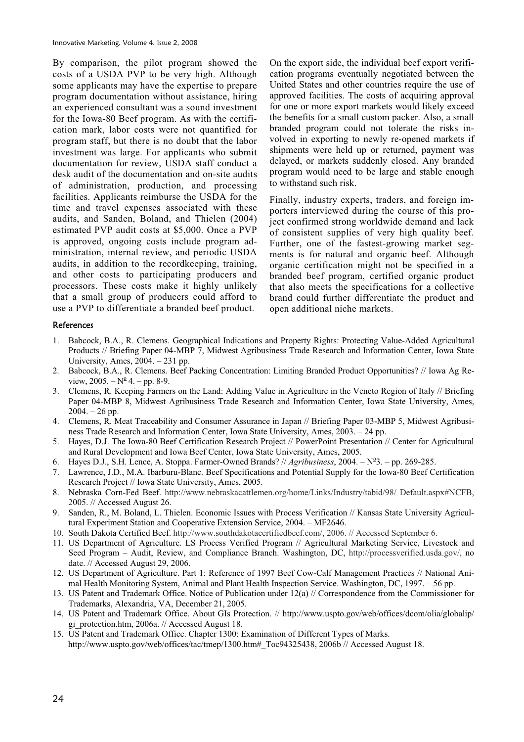By comparison, the pilot program showed the costs of a USDA PVP to be very high. Although some applicants may have the expertise to prepare program documentation without assistance, hiring an experienced consultant was a sound investment for the Iowa-80 Beef program. As with the certification mark, labor costs were not quantified for program staff, but there is no doubt that the labor investment was large. For applicants who submit documentation for review, USDA staff conduct a desk audit of the documentation and on-site audits of administration, production, and processing facilities. Applicants reimburse the USDA for the time and travel expenses associated with these audits, and Sanden, Boland, and Thielen (2004) estimated PVP audit costs at $5,000. Once a PVP is approved, ongoing costs include program administration, internal review, and periodic USDA audits, in addition to the recordkeeping, training, and other costs to participating producers and processors. These costs make it highly unlikely that a small group of producers could afford to use a PVP to differentiate a branded beef product.

On the export side, the individual beef export verification programs eventually negotiated between the United States and other countries require the use of approved facilities. The costs of acquiring approval for one or more export markets would likely exceed the benefits for a small custom packer. Also, a small branded program could not tolerate the risks involved in exporting to newly re-opened markets if shipments were held up or returned, payment was delayed, or markets suddenly closed. Any branded program would need to be large and stable enough to withstand such risk.

Finally, industry experts, traders, and foreign importers interviewed during the course of this project confirmed strong worldwide demand and lack of consistent supplies of very high quality beef. Further, one of the fastest-growing market segments is for natural and organic beef. Although organic certification might not be specified in a branded beef program, certified organic product that also meets the specifications for a collective brand could further differentiate the product and open additional niche markets.

## References

1. Babcock, B.A., R. Clemens. Geographical Indications and Property Rights: Protecting Value-Added Agricultural Products // Briefing Paper 04-MBP 7, Midwest Agribusiness Trade Research and Information Center, Iowa State University, Ames, 2004. – 231 pp.
2. Babcock, B.A., R. Clemens. Beef Packing Concentration: Limiting Branded Product Opportunities? // Iowa Ag Review, 2005. – № 4. – pp. 8-9.
3. Clemens, R. Keeping Farmers on the Land: Adding Value in Agriculture in the Veneto Region of Italy // Briefing Paper 04-MBP 8, Midwest Agribusiness Trade Research and Information Center, Iowa State University, Ames, 2004. – 26 pp.
4. Clemens, R. Meat Traceability and Consumer Assurance in Japan // Briefing Paper 03-MBP 5, Midwest Agribusiness Trade Research and Information Center, Iowa State University, Ames, 2003. – 24 pp.
5. Hayes, D.J. The Iowa-80 Beef Certification Research Project // PowerPoint Presentation // Center for Agricultural and Rural Development and Iowa Beef Center, Iowa State University, Ames, 2005.
6. Hayes D.J., S.H. Lence, A. Stoppa. Farmer-Owned Brands? // *Agribusiness*, 2004. – №3. – pp. 269-285.
7. Lawrence, J.D., M.A. Ibarburu-Blanc. Beef Specifications and Potential Supply for the Iowa-80 Beef Certification Research Project // Iowa State University, Ames, 2005.
8. Nebraska Corn-Fed Beef. http://www.nebraskacattlemen.org/home/Links/Industry/tabid/98/ Default.aspx#NCFB, 2005. // Accessed August 26.
9. Sanden, R., M. Boland, L. Thielen. Economic Issues with Process Verification // Kansas State University Agricultural Experiment Station and Cooperative Extension Service, 2004. – MF2646.
10. South Dakota Certified Beef. http://www.southdakotacertifiedbeef.com/, 2006. // Accessed September 6.
11. US Department of Agriculture. LS Process Verified Program // Agricultural Marketing Service, Livestock and Seed Program – Audit, Review, and Compliance Branch. Washington, DC, http://processverified.usda.gov/, no date. // Accessed August 29, 2006.
12. US Department of Agriculture. Part 1: Reference of 1997 Beef Cow-Calf Management Practices // National Animal Health Monitoring System, Animal and Plant Health Inspection Service. Washington, DC, 1997. – 56 pp.
13. US Patent and Trademark Office. Notice of Publication under 12(a) // Correspondence from the Commissioner for Trademarks, Alexandria, VA, December 21, 2005.
14. US Patent and Trademark Office. About GIs Protection. // http://www.uspto.gov/web/offices/dcom/olia/globalip/ gi_protection.htm, 2006a. // Accessed August 18.
15. US Patent and Trademark Office. Chapter 1300: Examination of Different Types of Marks. http://www.uspto.gov/web/offices/tac/tmep/1300.htm#_Toc94325438, 2006b // Accessed August 18.